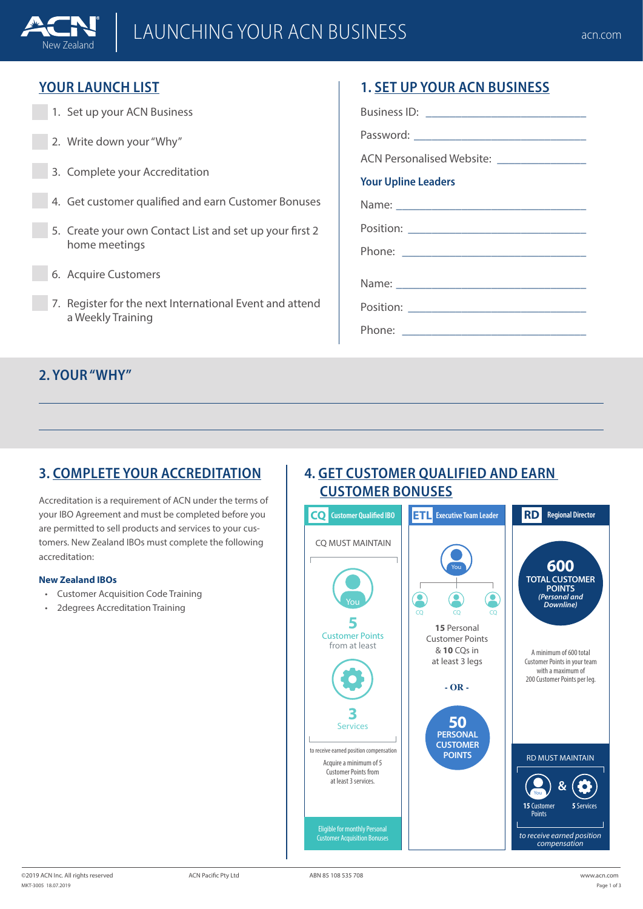# LAUNCHING YOUR ACN BUSINESS

## YOUR LAUNCH LIST

1. Set up your ACN Business
2. Write down your "Why"
3. Complete your Accreditation
4. Get customer qualified and earn Customer Bonuses
5. Create your own Contact List and set up your first 2 home meetings
6. Acquire Customers
7. Register for the next International Event and attend a Weekly Training

## 1. SET UP YOUR ACN BUSINESS

Business ID: ______________________

Password: ______________________

ACN Personalised Website: ______________________

### Your Upline Leaders

Name: ______________________

Position: ______________________

Phone: ______________________

Name: ______________________

Position: ______________________

Phone: ______________________

## 2. YOUR "WHY"

______________________________________________

______________________________________________

## 3. COMPLETE YOUR ACCREDITATION

Accreditation is a requirement of ACN under the terms of your IBO Agreement and must be completed before you are permitted to sell products and services to your customers. New Zealand IBOs must complete the following accreditation:

**New Zealand IBOs**

- Customer Acquisition Code Training
- 2degrees Accreditation Training

## 4. GET CUSTOMER QUALIFIED AND EARN CUSTOMER BONUSES

### CQ Customer Qualified IBO

CQ MUST MAINTAIN

You

**5** Customer Points from at least

**3** Services

to receive earned position compensation

Acquire a minimum of 5 Customer Points from at least 3 services.

Eligible for monthly Personal Customer Acquisition Bonuses

### ETL Executive Team Leader

You — CQ, CQ, CQ

**15** Personal Customer Points & **10** CQs in at least 3 legs

**- OR -**

**50 PERSONAL CUSTOMER POINTS**

### RD Regional Director

**600 TOTAL CUSTOMER POINTS** *(Personal and Downline)*

A minimum of 600 total Customer Points in your team with a maximum of 200 Customer Points per leg.

RD MUST MAINTAIN

You: **15** Customer Points & **5** Services

*to receive earned position compensation*

©2019 ACN Inc. All rights reserved — ACN Pacific Pty Ltd — ABN 85 108 535 708 — www.acn.com

MKT-3005 18.07.2019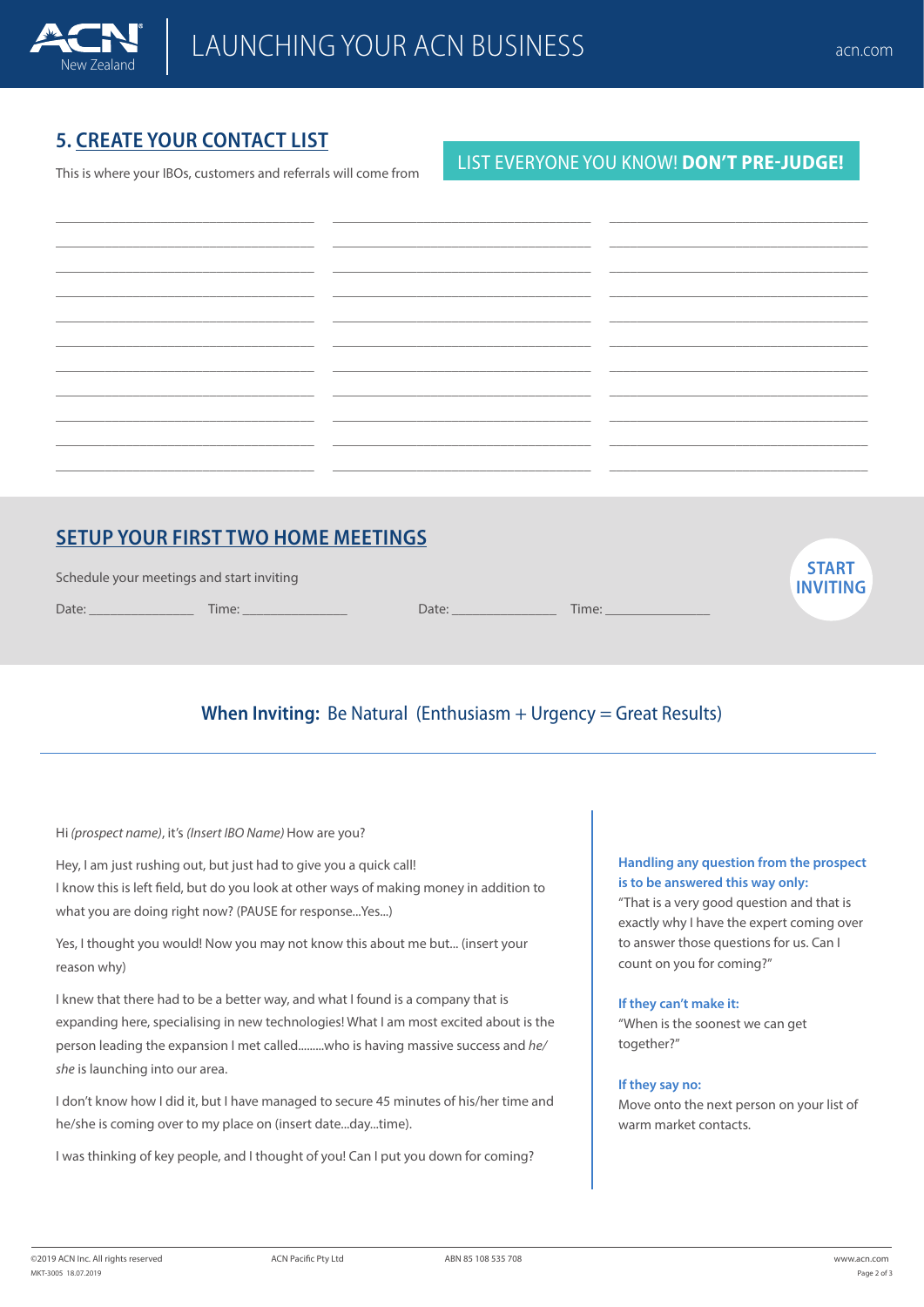## 5. CREATE YOUR CONTACT LIST

This is where your IBOs, customers and referrals will come from

LIST EVERYONE YOU KNOW! **DON'T PRE-JUDGE!**

| | | |
|---|---|---|
| | | |
| | | |
| | | |
| | | |
| | | |
| | | |
| | | |
| | | |
| | | |
| | | |
| | | |

## SETUP YOUR FIRST TWO HOME MEETINGS

Schedule your meetings and start inviting

Date: _______________ Time: _______________ Date: _______________ Time: _______________

**START INVITING**

### **When Inviting:** Be Natural (Enthusiasm + Urgency = Great Results)

Hi *(prospect name)*, it's *(Insert IBO Name)* How are you?

Hey, I am just rushing out, but just had to give you a quick call!
I know this is left field, but do you look at other ways of making money in addition to what you are doing right now? (PAUSE for response...Yes...)

Yes, I thought you would! Now you may not know this about me but... (insert your reason why)

I knew that there had to be a better way, and what I found is a company that is expanding here, specialising in new technologies! What I am most excited about is the person leading the expansion I met called.........who is having massive success and *he/she* is launching into our area.

I don't know how I did it, but I have managed to secure 45 minutes of his/her time and he/she is coming over to my place on (insert date...day...time).

I was thinking of key people, and I thought of you! Can I put you down for coming?

**Handling any question from the prospect is to be answered this way only:**
"That is a very good question and that is exactly why I have the expert coming over to answer those questions for us. Can I count on you for coming?"

**If they can't make it:**
"When is the soonest we can get together?"

**If they say no:**
Move onto the next person on your list of warm market contacts.

©2019 ACN Inc. All rights reserved ACN Pacific Pty Ltd ABN 85 108 535 708
MKT-3005 18.07.2019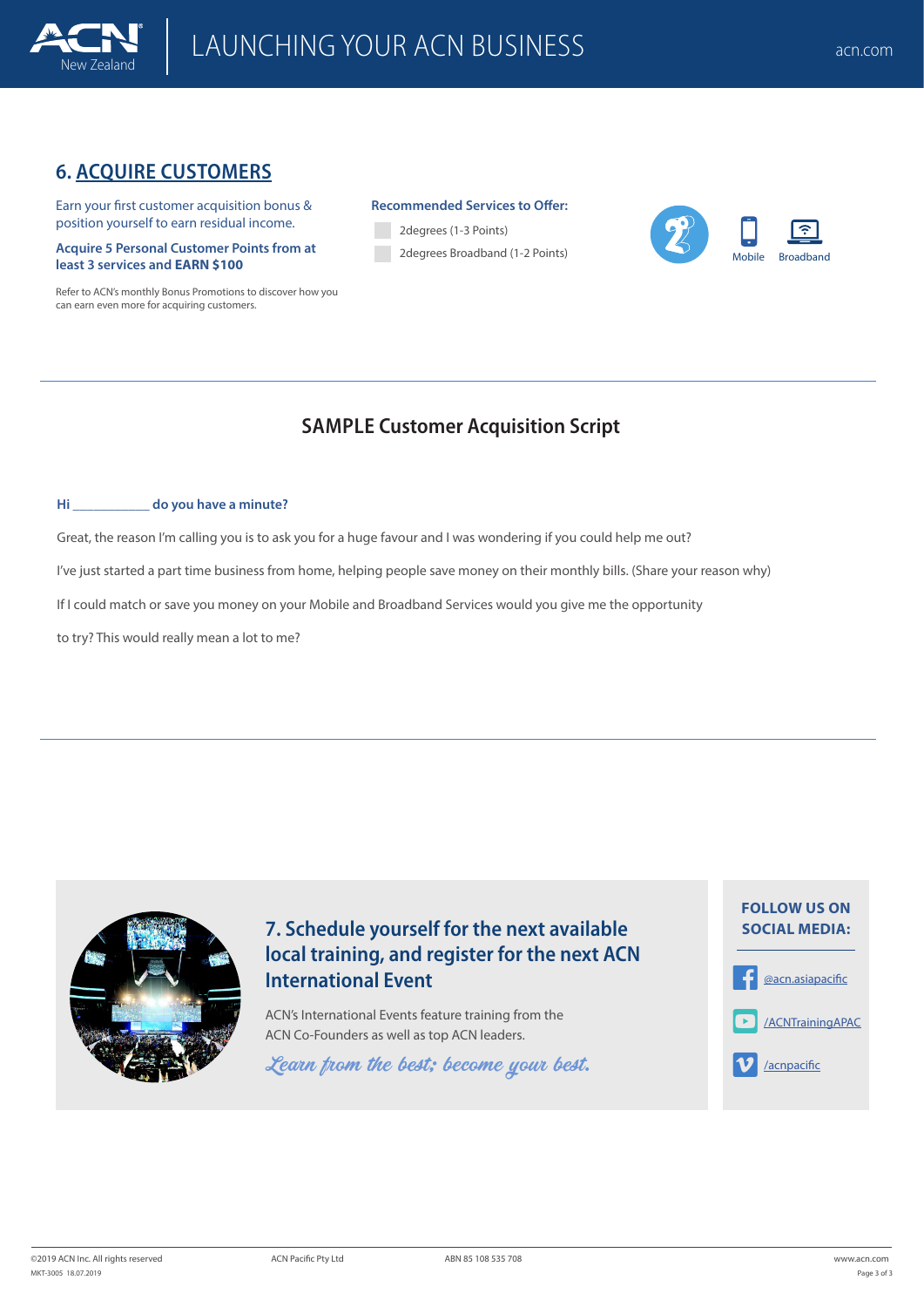## 6. ACQUIRE CUSTOMERS

Earn your first customer acquisition bonus & position yourself to earn residual income.

**Acquire 5 Personal Customer Points from at least 3 services and EARN $100**

Refer to ACN's monthly Bonus Promotions to discover how you can earn even more for acquiring customers.

**Recommended Services to Offer:**

- 2degrees (1-3 Points)
- 2degrees Broadband (1-2 Points)

Mobile Broadband

### SAMPLE Customer Acquisition Script

**Hi __________ do you have a minute?**

Great, the reason I'm calling you is to ask you for a huge favour and I was wondering if you could help me out?

I've just started a part time business from home, helping people save money on their monthly bills. (Share your reason why)

If I could match or save you money on your Mobile and Broadband Services would you give me the opportunity to try? This would really mean a lot to me?

## 7. Schedule yourself for the next available local training, and register for the next ACN International Event

ACN's International Events feature training from the ACN Co-Founders as well as top ACN leaders.

*Learn from the best; become your best.*

**FOLLOW US ON SOCIAL MEDIA:**

- @acn.asiapacific
- /ACNTrainingAPAC
- /acnpacific

©2019 ACN Inc. All rights reserved ACN Pacific Pty Ltd ABN 85 108 535 708 www.acn.com

MKT-3005 18.07.2019